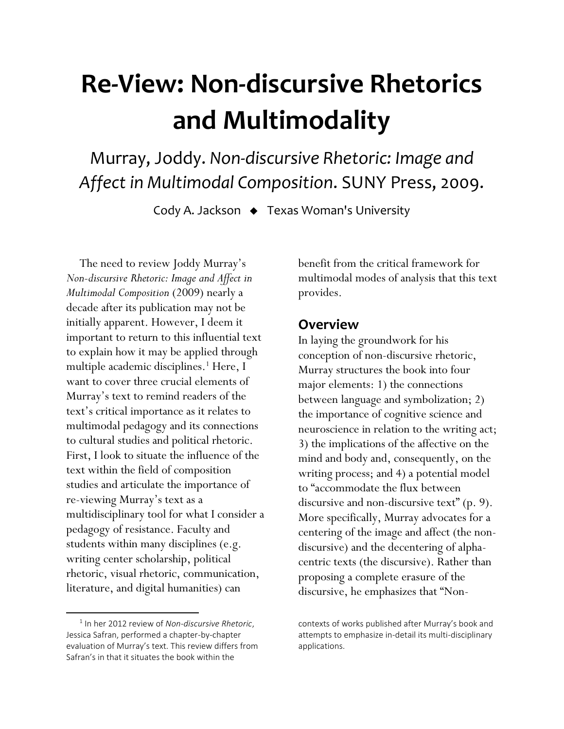# Re-View: Non-discursive Rhetorics and Multimodality

## Murray, Joddy. *Non-discursive Rhetoric: Image and Affect in Multimodal Composition*. SUNY Press, 2009.

Cody A. Jackson ◆ Texas Woman's University

The need to review Joddy Murray's *Non-discursive Rhetoric: Image and Affect in Multimodal Composition* (2009) nearly a decade after its publication may not be initially apparent. However, I deem it important to return to this influential text to explain how it may be applied through multiple academic disciplines.[1] Here, I want to cover three crucial elements of Murray's text to remind readers of the text's critical importance as it relates to multimodal pedagogy and its connections to cultural studies and political rhetoric. First, I look to situate the influence of the text within the field of composition studies and articulate the importance of re-viewing Murray's text as a multidisciplinary tool for what I consider a pedagogy of resistance. Faculty and students within many disciplines (e.g. writing center scholarship, political rhetoric, visual rhetoric, communication, literature, and digital humanities) can benefit from the critical framework for multimodal modes of analysis that this text provides.

### Overview

In laying the groundwork for his conception of non-discursive rhetoric, Murray structures the book into four major elements: 1) the connections between language and symbolization; 2) the importance of cognitive science and neuroscience in relation to the writing act; 3) the implications of the affective on the mind and body and, consequently, on the writing process; and 4) a potential model to "accommodate the flux between discursive and non-discursive text" (p. 9). More specifically, Murray advocates for a centering of the image and affect (the non-discursive) and the decentering of alpha-centric texts (the discursive). Rather than proposing a complete erasure of the discursive, he emphasizes that "Non-

[1] In her 2012 review of *Non-discursive Rhetoric*, Jessica Safran, performed a chapter-by-chapter evaluation of Murray's text. This review differs from Safran's in that it situates the book within the contexts of works published after Murray's book and attempts to emphasize in-detail its multi-disciplinary applications.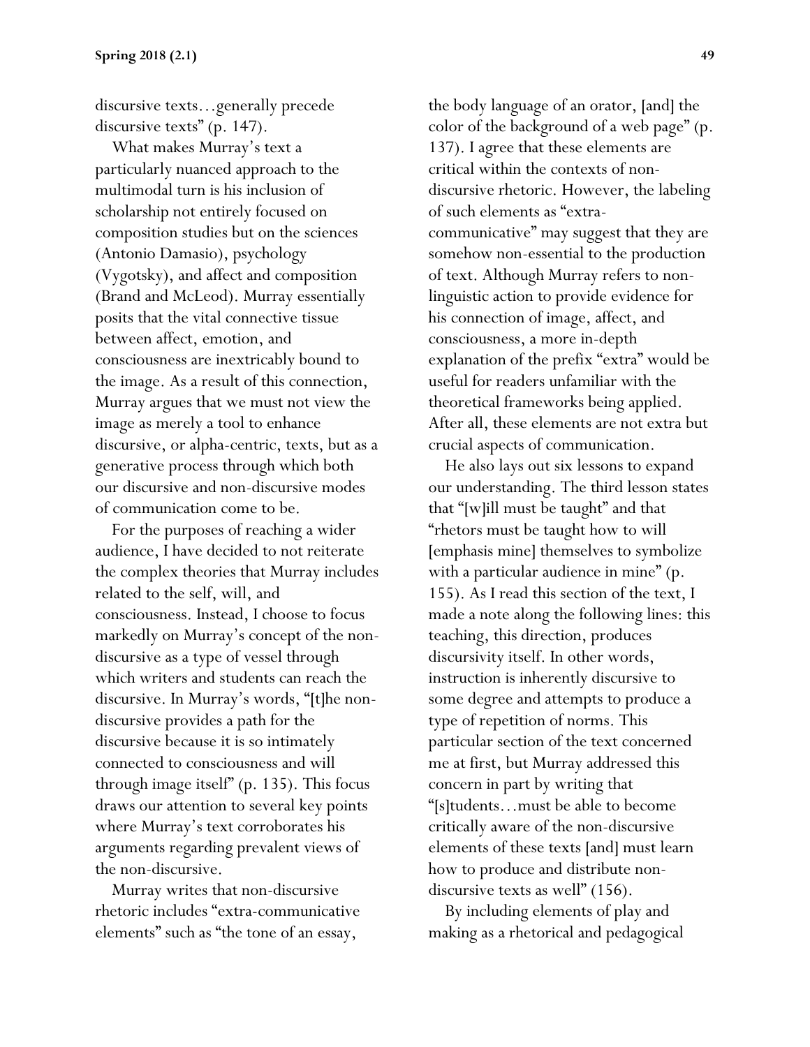discursive texts…generally precede discursive texts" (p. 147).

What makes Murray's text a particularly nuanced approach to the multimodal turn is his inclusion of scholarship not entirely focused on composition studies but on the sciences (Antonio Damasio), psychology (Vygotsky), and affect and composition (Brand and McLeod). Murray essentially posits that the vital connective tissue between affect, emotion, and consciousness are inextricably bound to the image. As a result of this connection, Murray argues that we must not view the image as merely a tool to enhance discursive, or alpha-centric, texts, but as a generative process through which both our discursive and non-discursive modes of communication come to be.

For the purposes of reaching a wider audience, I have decided to not reiterate the complex theories that Murray includes related to the self, will, and consciousness. Instead, I choose to focus markedly on Murray's concept of the non-discursive as a type of vessel through which writers and students can reach the discursive. In Murray's words, "[t]he non-discursive provides a path for the discursive because it is so intimately connected to consciousness and will through image itself" (p. 135). This focus draws our attention to several key points where Murray's text corroborates his arguments regarding prevalent views of the non-discursive.

Murray writes that non-discursive rhetoric includes "extra-communicative elements" such as "the tone of an essay, the body language of an orator, [and] the color of the background of a web page" (p. 137). I agree that these elements are critical within the contexts of non-discursive rhetoric. However, the labeling of such elements as "extra-communicative" may suggest that they are somehow non-essential to the production of text. Although Murray refers to non-linguistic action to provide evidence for his connection of image, affect, and consciousness, a more in-depth explanation of the prefix "extra" would be useful for readers unfamiliar with the theoretical frameworks being applied. After all, these elements are not extra but crucial aspects of communication.

He also lays out six lessons to expand our understanding. The third lesson states that "[w]ill must be taught" and that "rhetors must be taught how to will [emphasis mine] themselves to symbolize with a particular audience in mine" (p. 155). As I read this section of the text, I made a note along the following lines: this teaching, this direction, produces discursivity itself. In other words, instruction is inherently discursive to some degree and attempts to produce a type of repetition of norms. This particular section of the text concerned me at first, but Murray addressed this concern in part by writing that "[s]tudents…must be able to become critically aware of the non-discursive elements of these texts [and] must learn how to produce and distribute non-discursive texts as well" (156).

By including elements of play and making as a rhetorical and pedagogical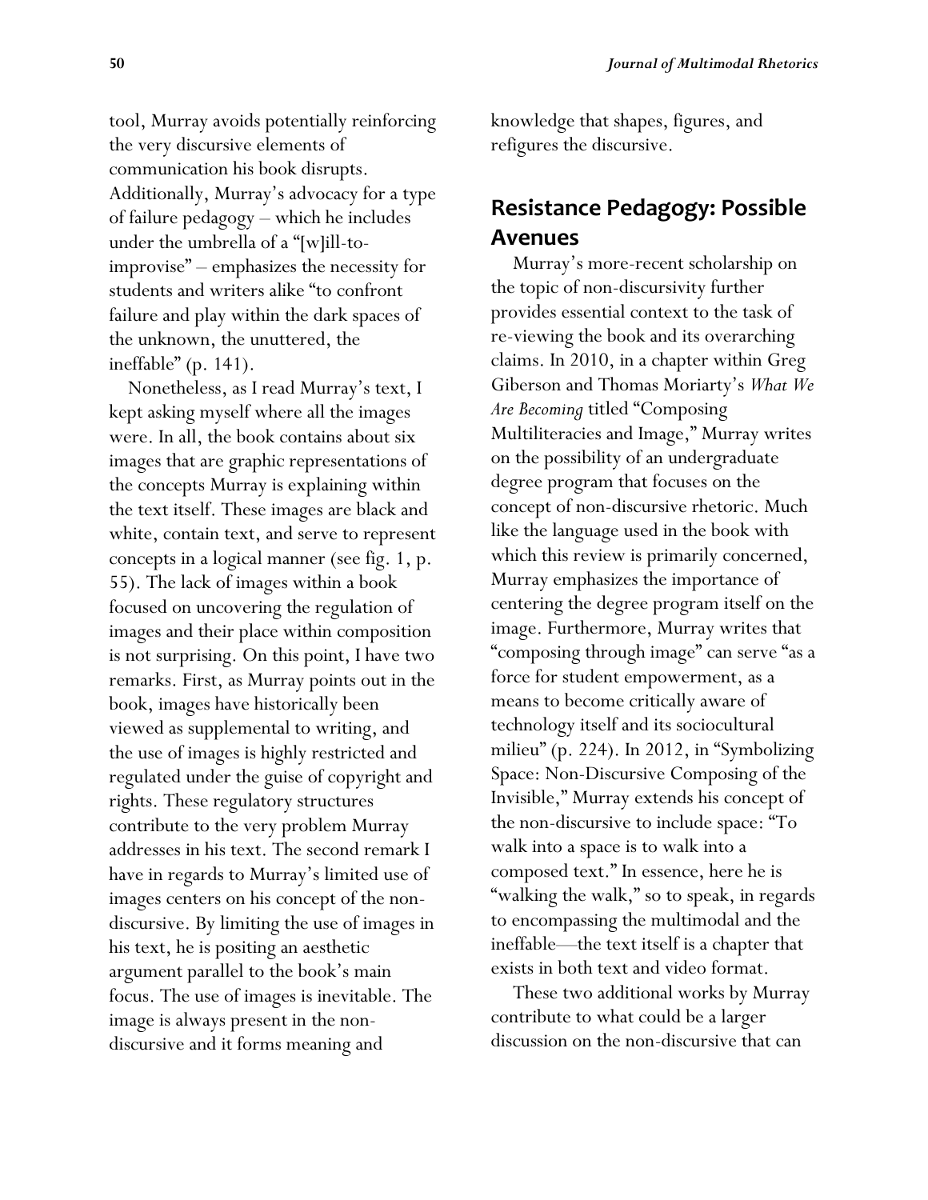tool, Murray avoids potentially reinforcing the very discursive elements of communication his book disrupts. Additionally, Murray's advocacy for a type of failure pedagogy – which he includes under the umbrella of a "[w]ill-to-improvise" – emphasizes the necessity for students and writers alike "to confront failure and play within the dark spaces of the unknown, the unuttered, the ineffable" (p. 141).

Nonetheless, as I read Murray's text, I kept asking myself where all the images were. In all, the book contains about six images that are graphic representations of the concepts Murray is explaining within the text itself. These images are black and white, contain text, and serve to represent concepts in a logical manner (see fig. 1, p. 55). The lack of images within a book focused on uncovering the regulation of images and their place within composition is not surprising. On this point, I have two remarks. First, as Murray points out in the book, images have historically been viewed as supplemental to writing, and the use of images is highly restricted and regulated under the guise of copyright and rights. These regulatory structures contribute to the very problem Murray addresses in his text. The second remark I have in regards to Murray's limited use of images centers on his concept of the non-discursive. By limiting the use of images in his text, he is positing an aesthetic argument parallel to the book's main focus. The use of images is inevitable. The image is always present in the non-discursive and it forms meaning and knowledge that shapes, figures, and refigures the discursive.

## Resistance Pedagogy: Possible Avenues

Murray's more-recent scholarship on the topic of non-discursivity further provides essential context to the task of re-viewing the book and its overarching claims. In 2010, in a chapter within Greg Giberson and Thomas Moriarty's *What We Are Becoming* titled "Composing Multiliteracies and Image," Murray writes on the possibility of an undergraduate degree program that focuses on the concept of non-discursive rhetoric. Much like the language used in the book with which this review is primarily concerned, Murray emphasizes the importance of centering the degree program itself on the image. Furthermore, Murray writes that "composing through image" can serve "as a force for student empowerment, as a means to become critically aware of technology itself and its sociocultural milieu" (p. 224). In 2012, in "Symbolizing Space: Non-Discursive Composing of the Invisible," Murray extends his concept of the non-discursive to include space: "To walk into a space is to walk into a composed text." In essence, here he is "walking the walk," so to speak, in regards to encompassing the multimodal and the ineffable—the text itself is a chapter that exists in both text and video format.

These two additional works by Murray contribute to what could be a larger discussion on the non-discursive that can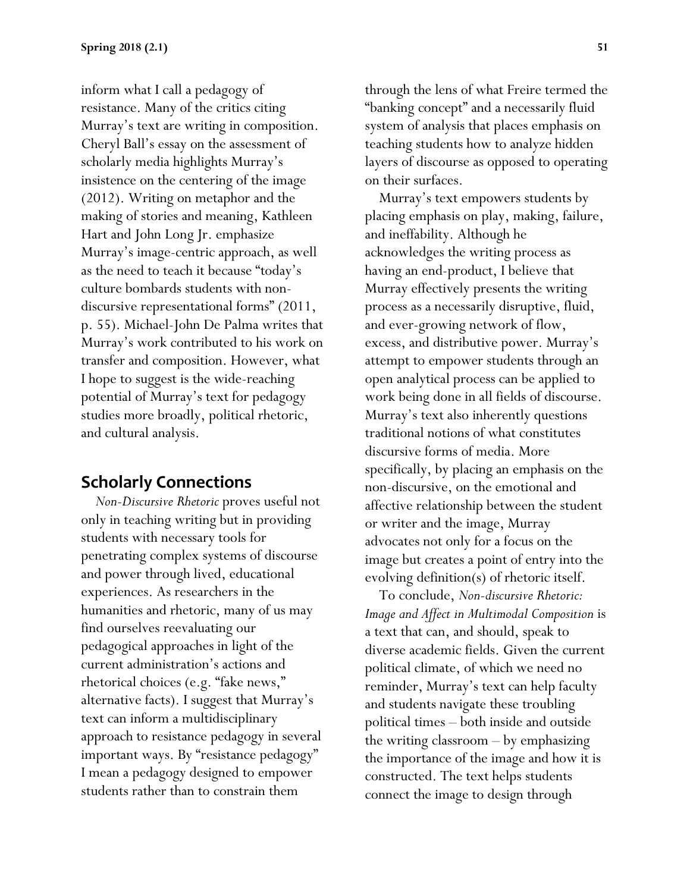inform what I call a pedagogy of resistance. Many of the critics citing Murray's text are writing in composition. Cheryl Ball's essay on the assessment of scholarly media highlights Murray's insistence on the centering of the image (2012). Writing on metaphor and the making of stories and meaning, Kathleen Hart and John Long Jr. emphasize Murray's image-centric approach, as well as the need to teach it because "today's culture bombards students with non-discursive representational forms" (2011, p. 55). Michael-John De Palma writes that Murray's work contributed to his work on transfer and composition. However, what I hope to suggest is the wide-reaching potential of Murray's text for pedagogy studies more broadly, political rhetoric, and cultural analysis.

## Scholarly Connections

*Non-Discursive Rhetoric* proves useful not only in teaching writing but in providing students with necessary tools for penetrating complex systems of discourse and power through lived, educational experiences. As researchers in the humanities and rhetoric, many of us may find ourselves reevaluating our pedagogical approaches in light of the current administration's actions and rhetorical choices (e.g. "fake news," alternative facts). I suggest that Murray's text can inform a multidisciplinary approach to resistance pedagogy in several important ways. By "resistance pedagogy" I mean a pedagogy designed to empower students rather than to constrain them through the lens of what Freire termed the "banking concept" and a necessarily fluid system of analysis that places emphasis on teaching students how to analyze hidden layers of discourse as opposed to operating on their surfaces.

Murray's text empowers students by placing emphasis on play, making, failure, and ineffability. Although he acknowledges the writing process as having an end-product, I believe that Murray effectively presents the writing process as a necessarily disruptive, fluid, and ever-growing network of flow, excess, and distributive power. Murray's attempt to empower students through an open analytical process can be applied to work being done in all fields of discourse. Murray's text also inherently questions traditional notions of what constitutes discursive forms of media. More specifically, by placing an emphasis on the non-discursive, on the emotional and affective relationship between the student or writer and the image, Murray advocates not only for a focus on the image but creates a point of entry into the evolving definition(s) of rhetoric itself.

To conclude, *Non-discursive Rhetoric: Image and Affect in Multimodal Composition* is a text that can, and should, speak to diverse academic fields. Given the current political climate, of which we need no reminder, Murray's text can help faculty and students navigate these troubling political times – both inside and outside the writing classroom – by emphasizing the importance of the image and how it is constructed. The text helps students connect the image to design through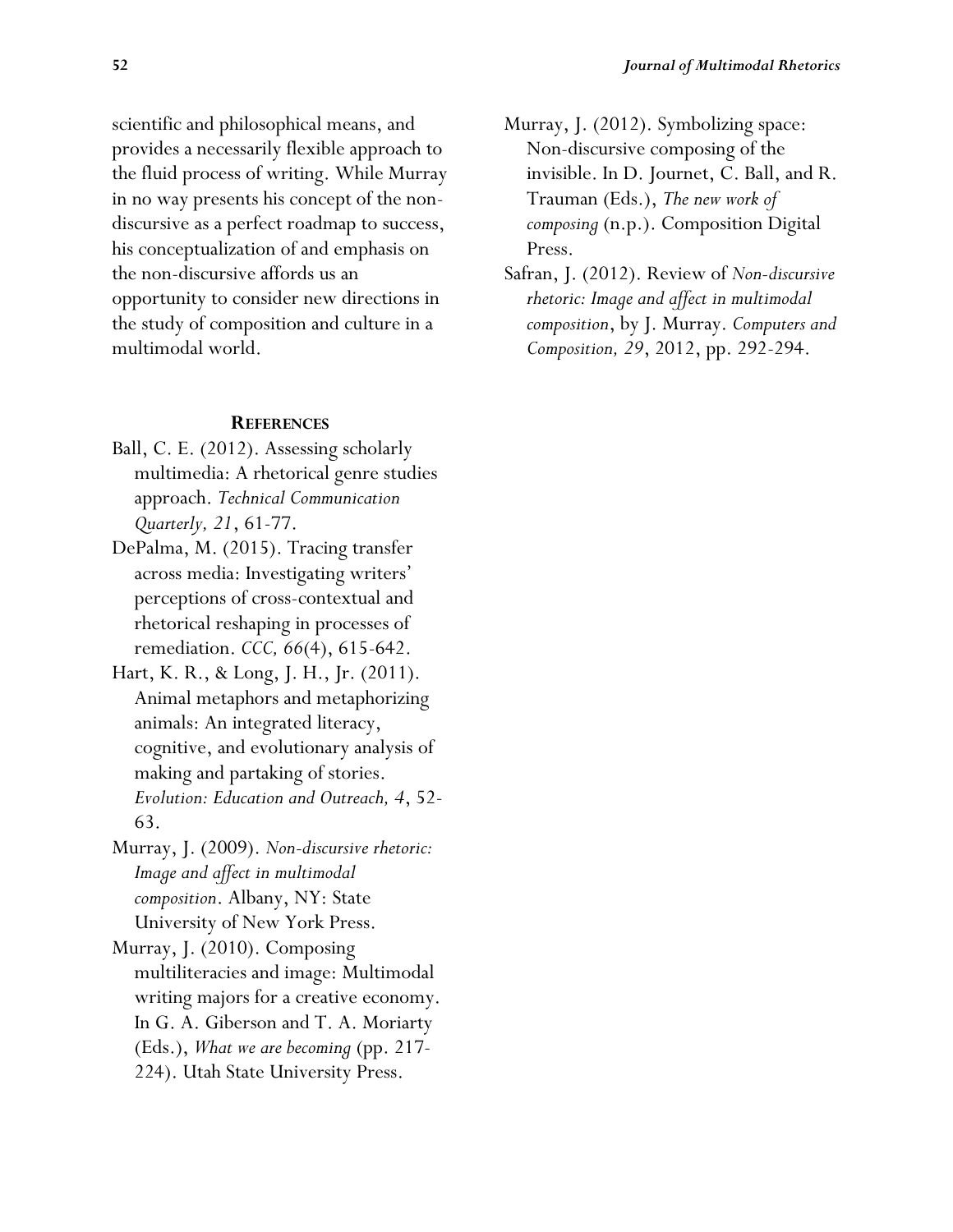scientific and philosophical means, and provides a necessarily flexible approach to the fluid process of writing. While Murray in no way presents his concept of the non-discursive as a perfect roadmap to success, his conceptualization of and emphasis on the non-discursive affords us an opportunity to consider new directions in the study of composition and culture in a multimodal world.

## References

Ball, C. E. (2012). Assessing scholarly multimedia: A rhetorical genre studies approach. *Technical Communication Quarterly, 21*, 61-77.

DePalma, M. (2015). Tracing transfer across media: Investigating writers' perceptions of cross-contextual and rhetorical reshaping in processes of remediation. *CCC, 66*(4), 615-642.

Hart, K. R., & Long, J. H., Jr. (2011). Animal metaphors and metaphorizing animals: An integrated literacy, cognitive, and evolutionary analysis of making and partaking of stories. *Evolution: Education and Outreach, 4*, 52-63.

Murray, J. (2009). *Non-discursive rhetoric: Image and affect in multimodal composition*. Albany, NY: State University of New York Press.

Murray, J. (2010). Composing multiliteracies and image: Multimodal writing majors for a creative economy. In G. A. Giberson and T. A. Moriarty (Eds.), *What we are becoming* (pp. 217-224). Utah State University Press.

Murray, J. (2012). Symbolizing space: Non-discursive composing of the invisible. In D. Journet, C. Ball, and R. Trauman (Eds.), *The new work of composing* (n.p.). Composition Digital Press.

Safran, J. (2012). Review of *Non-discursive rhetoric: Image and affect in multimodal composition*, by J. Murray. *Computers and Composition, 29*, 2012, pp. 292-294.